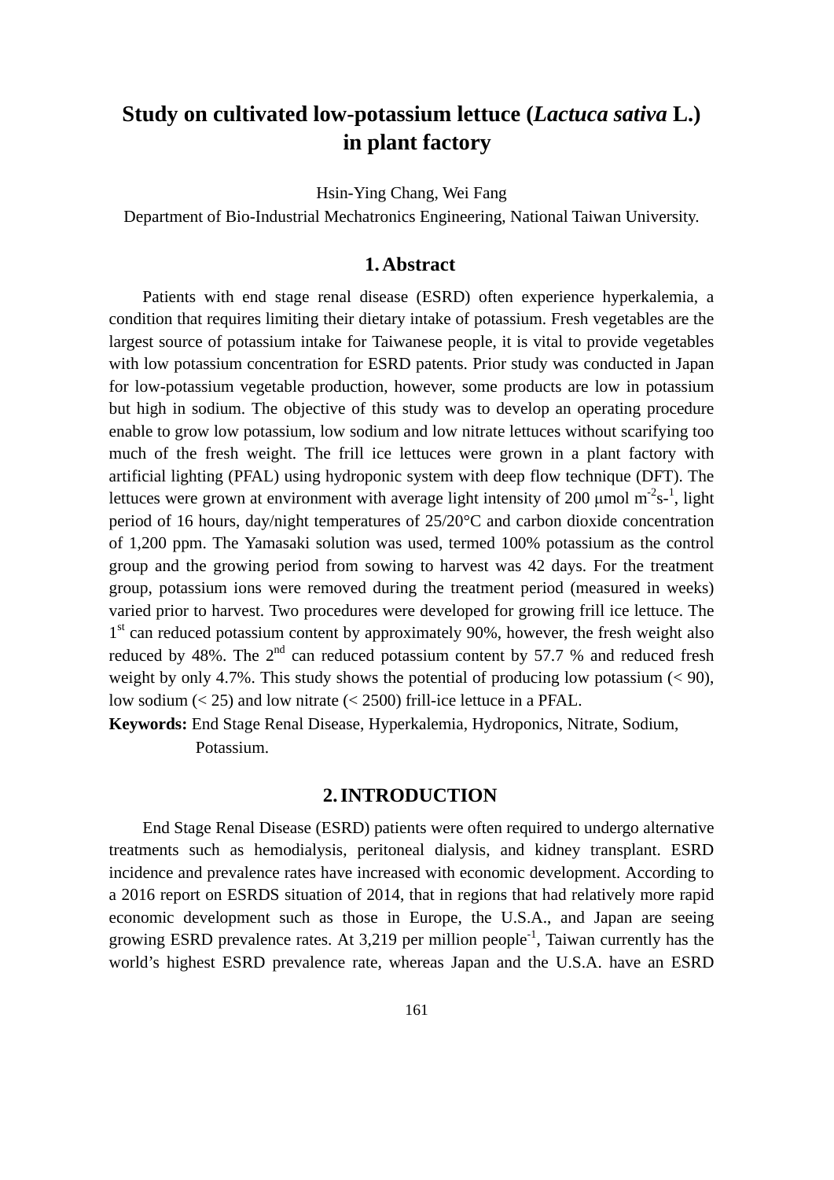# Study on cultivated low-potassium lettuce (*Lactuca sativa* L.) in plant factory

Hsin-Ying Chang, Wei Fang

Department of Bio-Industrial Mechatronics Engineering, National Taiwan University.

## 1. Abstract

Patients with end stage renal disease (ESRD) often experience hyperkalemia, a condition that requires limiting their dietary intake of potassium. Fresh vegetables are the largest source of potassium intake for Taiwanese people, it is vital to provide vegetables with low potassium concentration for ESRD patents. Prior study was conducted in Japan for low-potassium vegetable production, however, some products are low in potassium but high in sodium. The objective of this study was to develop an operating procedure enable to grow low potassium, low sodium and low nitrate lettuces without scarifying too much of the fresh weight. The frill ice lettuces were grown in a plant factory with artificial lighting (PFAL) using hydroponic system with deep flow technique (DFT). The lettuces were grown at environment with average light intensity of 200 μmol $m^{-2}s^{-1}$, light period of 16 hours, day/night temperatures of 25/20°C and carbon dioxide concentration of 1,200 ppm. The Yamasaki solution was used, termed 100% potassium as the control group and the growing period from sowing to harvest was 42 days. For the treatment group, potassium ions were removed during the treatment period (measured in weeks) varied prior to harvest. Two procedures were developed for growing frill ice lettuce. The 1st can reduced potassium content by approximately 90%, however, the fresh weight also reduced by 48%. The 2nd can reduced potassium content by 57.7 % and reduced fresh weight by only 4.7%. This study shows the potential of producing low potassium (< 90), low sodium (< 25) and low nitrate (< 2500) frill-ice lettuce in a PFAL.

**Keywords:** End Stage Renal Disease, Hyperkalemia, Hydroponics, Nitrate, Sodium, Potassium.

## 2. INTRODUCTION

End Stage Renal Disease (ESRD) patients were often required to undergo alternative treatments such as hemodialysis, peritoneal dialysis, and kidney transplant. ESRD incidence and prevalence rates have increased with economic development. According to a 2016 report on ESRDS situation of 2014, that in regions that had relatively more rapid economic development such as those in Europe, the U.S.A., and Japan are seeing growing ESRD prevalence rates. At 3,219 per million $people^{-1}$, Taiwan currently has the world's highest ESRD prevalence rate, whereas Japan and the U.S.A. have an ESRD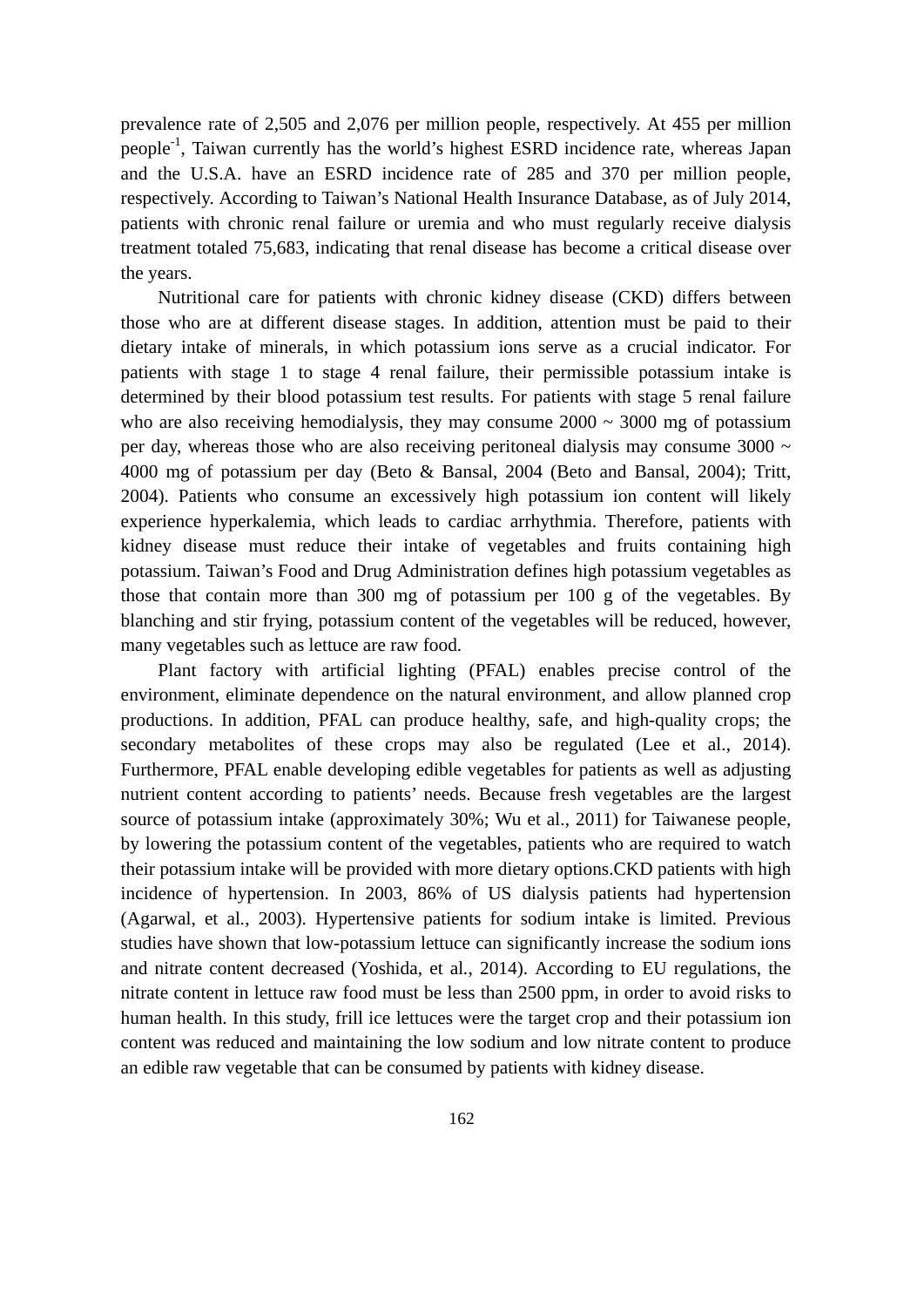prevalence rate of 2,505 and 2,076 per million people, respectively. At 455 per million people$^{-1}$, Taiwan currently has the world's highest ESRD incidence rate, whereas Japan and the U.S.A. have an ESRD incidence rate of 285 and 370 per million people, respectively. According to Taiwan's National Health Insurance Database, as of July 2014, patients with chronic renal failure or uremia and who must regularly receive dialysis treatment totaled 75,683, indicating that renal disease has become a critical disease over the years.

Nutritional care for patients with chronic kidney disease (CKD) differs between those who are at different disease stages. In addition, attention must be paid to their dietary intake of minerals, in which potassium ions serve as a crucial indicator. For patients with stage 1 to stage 4 renal failure, their permissible potassium intake is determined by their blood potassium test results. For patients with stage 5 renal failure who are also receiving hemodialysis, they may consume 2000 ~ 3000 mg of potassium per day, whereas those who are also receiving peritoneal dialysis may consume 3000 ~ 4000 mg of potassium per day (Beto & Bansal, 2004 (Beto and Bansal, 2004); Tritt, 2004). Patients who consume an excessively high potassium ion content will likely experience hyperkalemia, which leads to cardiac arrhythmia. Therefore, patients with kidney disease must reduce their intake of vegetables and fruits containing high potassium. Taiwan's Food and Drug Administration defines high potassium vegetables as those that contain more than 300 mg of potassium per 100 g of the vegetables. By blanching and stir frying, potassium content of the vegetables will be reduced, however, many vegetables such as lettuce are raw food.

Plant factory with artificial lighting (PFAL) enables precise control of the environment, eliminate dependence on the natural environment, and allow planned crop productions. In addition, PFAL can produce healthy, safe, and high-quality crops; the secondary metabolites of these crops may also be regulated (Lee et al., 2014). Furthermore, PFAL enable developing edible vegetables for patients as well as adjusting nutrient content according to patients' needs. Because fresh vegetables are the largest source of potassium intake (approximately 30%; Wu et al., 2011) for Taiwanese people, by lowering the potassium content of the vegetables, patients who are required to watch their potassium intake will be provided with more dietary options.CKD patients with high incidence of hypertension. In 2003, 86% of US dialysis patients had hypertension (Agarwal, et al., 2003). Hypertensive patients for sodium intake is limited. Previous studies have shown that low-potassium lettuce can significantly increase the sodium ions and nitrate content decreased (Yoshida, et al., 2014). According to EU regulations, the nitrate content in lettuce raw food must be less than 2500 ppm, in order to avoid risks to human health. In this study, frill ice lettuces were the target crop and their potassium ion content was reduced and maintaining the low sodium and low nitrate content to produce an edible raw vegetable that can be consumed by patients with kidney disease.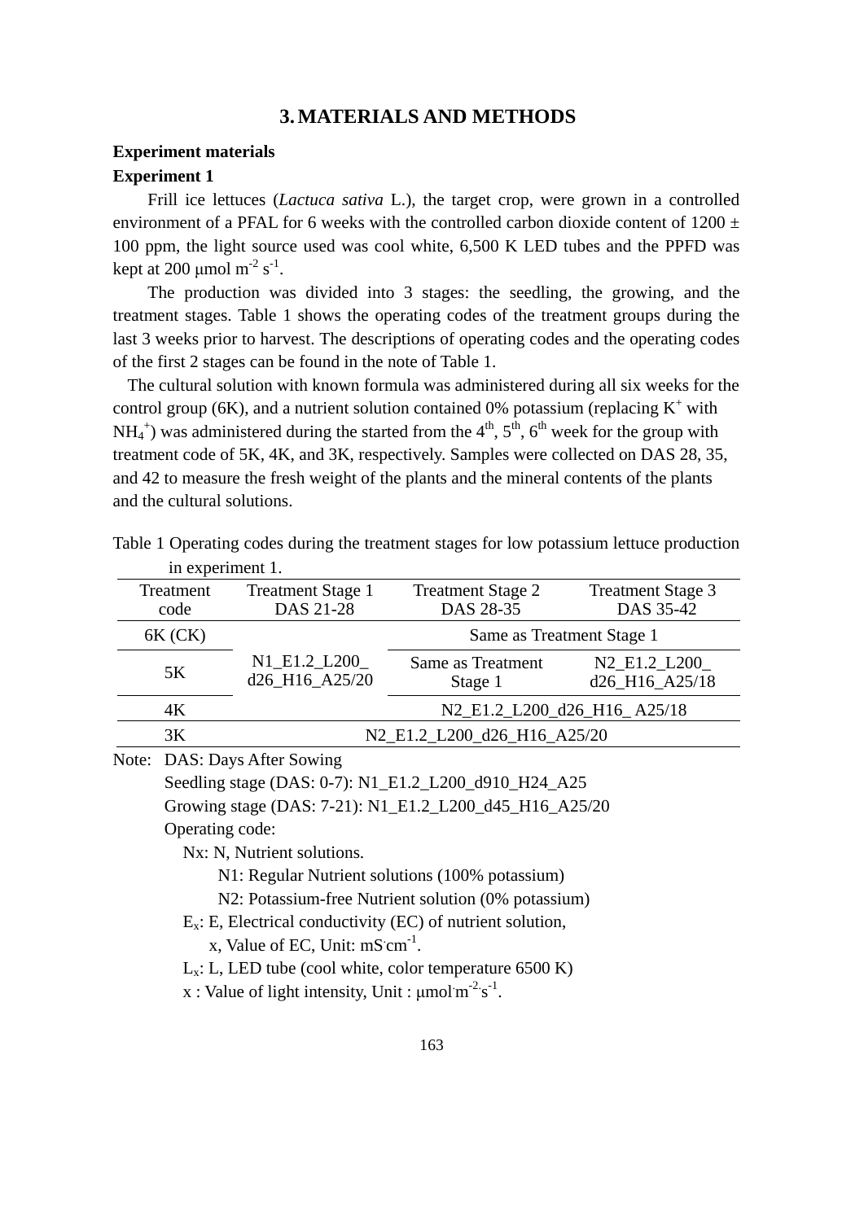# 3. MATERIALS AND METHODS

**Experiment materials**

**Experiment 1**

Frill ice lettuces (*Lactuca sativa* L.), the target crop, were grown in a controlled environment of a PFAL for 6 weeks with the controlled carbon dioxide content of 1200 ± 100 ppm, the light source used was cool white, 6,500 K LED tubes and the PPFD was kept at 200 μmol $m^{-2}$ $s^{-1}$.

The production was divided into 3 stages: the seedling, the growing, and the treatment stages. Table 1 shows the operating codes of the treatment groups during the last 3 weeks prior to harvest. The descriptions of operating codes and the operating codes of the first 2 stages can be found in the note of Table 1.

The cultural solution with known formula was administered during all six weeks for the control group (6K), and a nutrient solution contained 0% potassium (replacing $K^+$ with $NH_4^+$) was administered during the started from the 4$^{th}$, 5$^{th}$, 6$^{th}$ week for the group with treatment code of 5K, 4K, and 3K, respectively. Samples were collected on DAS 28, 35, and 42 to measure the fresh weight of the plants and the mineral contents of the plants and the cultural solutions.

Table 1 Operating codes during the treatment stages for low potassium lettuce production in experiment 1.

| Treatment code | Treatment Stage 1 DAS 21-28 | Treatment Stage 2 DAS 28-35 | Treatment Stage 3 DAS 35-42 |
|---|---|---|---|
| 6K (CK) | N1_E1.2_L200_ d26_H16_A25/20 | Same as Treatment Stage 1 | |
| 5K | | Same as Treatment Stage 1 | N2_E1.2_L200_ d26_H16_A25/18 |
| 4K | | N2_E1.2_L200_d26_H16_ A25/18 | |
| 3K | N2_E1.2_L200_d26_H16_A25/20 | | |

Note: DAS: Days After Sowing

Seedling stage (DAS: 0-7): N1_E1.2_L200_d910_H24_A25

Growing stage (DAS: 7-21): N1_E1.2_L200_d45_H16_A25/20

Operating code:

$N_x$: N, Nutrient solutions.

N1: Regular Nutrient solutions (100% potassium)

N2: Potassium-free Nutrient solution (0% potassium)

$E_x$: E, Electrical conductivity (EC) of nutrient solution,

x, Value of EC, Unit: mS·$cm^{-1}$.

$L_x$: L, LED tube (cool white, color temperature 6500 K)

x : Value of light intensity, Unit : μmol·$m^{-2}$·$s^{-1}$.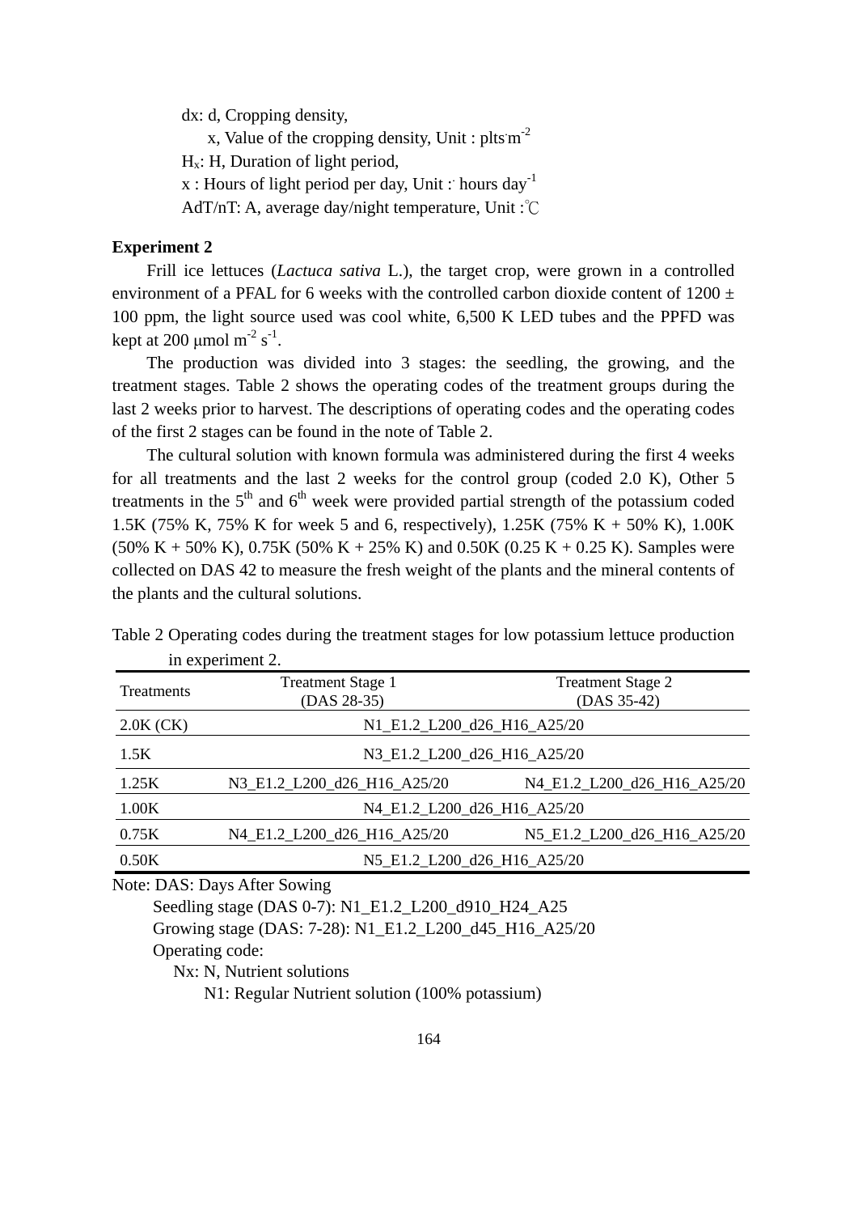dx: d, Cropping density,

x, Value of the cropping density, Unit : plts·m$^{-2}$

$H_x$: H, Duration of light period,

x : Hours of light period per day, Unit :· hours day$^{-1}$

AdT/nT: A, average day/night temperature, Unit :℃

**Experiment 2**

Frill ice lettuces (*Lactuca sativa* L.), the target crop, were grown in a controlled environment of a PFAL for 6 weeks with the controlled carbon dioxide content of 1200 ± 100 ppm, the light source used was cool white, 6,500 K LED tubes and the PPFD was kept at 200 μmol m$^{-2}$ s$^{-1}$.

The production was divided into 3 stages: the seedling, the growing, and the treatment stages. Table 2 shows the operating codes of the treatment groups during the last 2 weeks prior to harvest. The descriptions of operating codes and the operating codes of the first 2 stages can be found in the note of Table 2.

The cultural solution with known formula was administered during the first 4 weeks for all treatments and the last 2 weeks for the control group (coded 2.0 K), Other 5 treatments in the 5$^{th}$ and 6$^{th}$ week were provided partial strength of the potassium coded 1.5K (75% K, 75% K for week 5 and 6, respectively), 1.25K (75% K + 50% K), 1.00K (50% K + 50% K), 0.75K (50% K + 25% K) and 0.50K (0.25 K + 0.25 K). Samples were collected on DAS 42 to measure the fresh weight of the plants and the mineral contents of the plants and the cultural solutions.

Table 2 Operating codes during the treatment stages for low potassium lettuce production in experiment 2.

| Treatments | Treatment Stage 1 (DAS 28-35) | Treatment Stage 2 (DAS 35-42) |
|---|---|---|
| 2.0K (CK) | N1_E1.2_L200_d26_H16_A25/20 | |
| 1.5K | N3_E1.2_L200_d26_H16_A25/20 | |
| 1.25K | N3_E1.2_L200_d26_H16_A25/20 | N4_E1.2_L200_d26_H16_A25/20 |
| 1.00K | N4_E1.2_L200_d26_H16_A25/20 | |
| 0.75K | N4_E1.2_L200_d26_H16_A25/20 | N5_E1.2_L200_d26_H16_A25/20 |
| 0.50K | N5_E1.2_L200_d26_H16_A25/20 | |

Note: DAS: Days After Sowing

Seedling stage (DAS 0-7): N1_E1.2_L200_d910_H24_A25

Growing stage (DAS: 7-28): N1_E1.2_L200_d45_H16_A25/20

Operating code:

Nx: N, Nutrient solutions

N1: Regular Nutrient solution (100% potassium)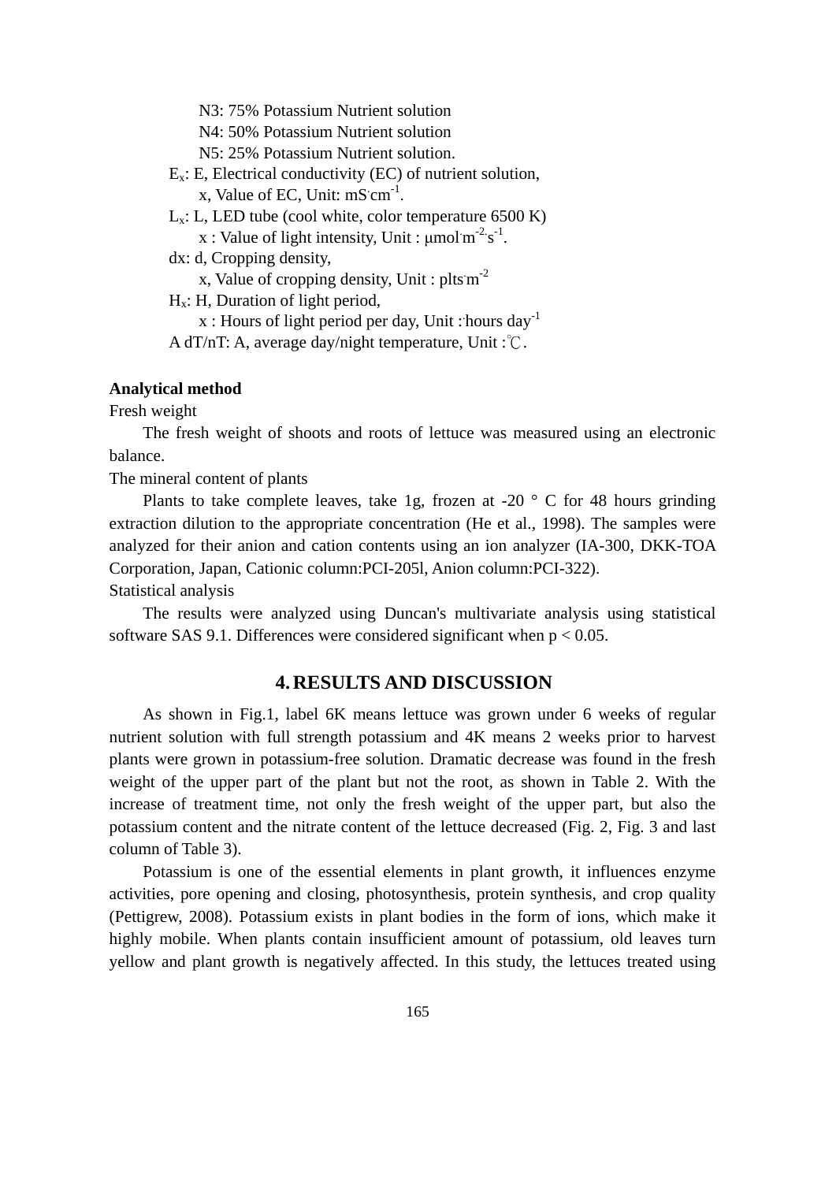N3: 75% Potassium Nutrient solution

N4: 50% Potassium Nutrient solution

N5: 25% Potassium Nutrient solution.

$E_x$: E, Electrical conductivity (EC) of nutrient solution,

x, Value of EC, Unit: $mS \cdot cm^{-1}$.

$L_x$: L, LED tube (cool white, color temperature 6500 K)

x : Value of light intensity, Unit : $\mu mol \cdot m^{-2} \cdot s^{-1}$.

dx: d, Cropping density,

x, Value of cropping density, Unit : $plts \cdot m^{-2}$

$H_x$: H, Duration of light period,

x : Hours of light period per day, Unit : hours $day^{-1}$

A dT/nT: A, average day/night temperature, Unit :℃.

**Analytical method**

Fresh weight

The fresh weight of shoots and roots of lettuce was measured using an electronic balance.

The mineral content of plants

Plants to take complete leaves, take 1g, frozen at -20 ° C for 48 hours grinding extraction dilution to the appropriate concentration (He et al., 1998). The samples were analyzed for their anion and cation contents using an ion analyzer (IA-300, DKK-TOA Corporation, Japan, Cationic column:PCI-205l, Anion column:PCI-322).

Statistical analysis

The results were analyzed using Duncan's multivariate analysis using statistical software SAS 9.1. Differences were considered significant when $p < 0.05$.

## 4. RESULTS AND DISCUSSION

As shown in Fig.1, label 6K means lettuce was grown under 6 weeks of regular nutrient solution with full strength potassium and 4K means 2 weeks prior to harvest plants were grown in potassium-free solution. Dramatic decrease was found in the fresh weight of the upper part of the plant but not the root, as shown in Table 2. With the increase of treatment time, not only the fresh weight of the upper part, but also the potassium content and the nitrate content of the lettuce decreased (Fig. 2, Fig. 3 and last column of Table 3).

Potassium is one of the essential elements in plant growth, it influences enzyme activities, pore opening and closing, photosynthesis, protein synthesis, and crop quality (Pettigrew, 2008). Potassium exists in plant bodies in the form of ions, which make it highly mobile. When plants contain insufficient amount of potassium, old leaves turn yellow and plant growth is negatively affected. In this study, the lettuces treated using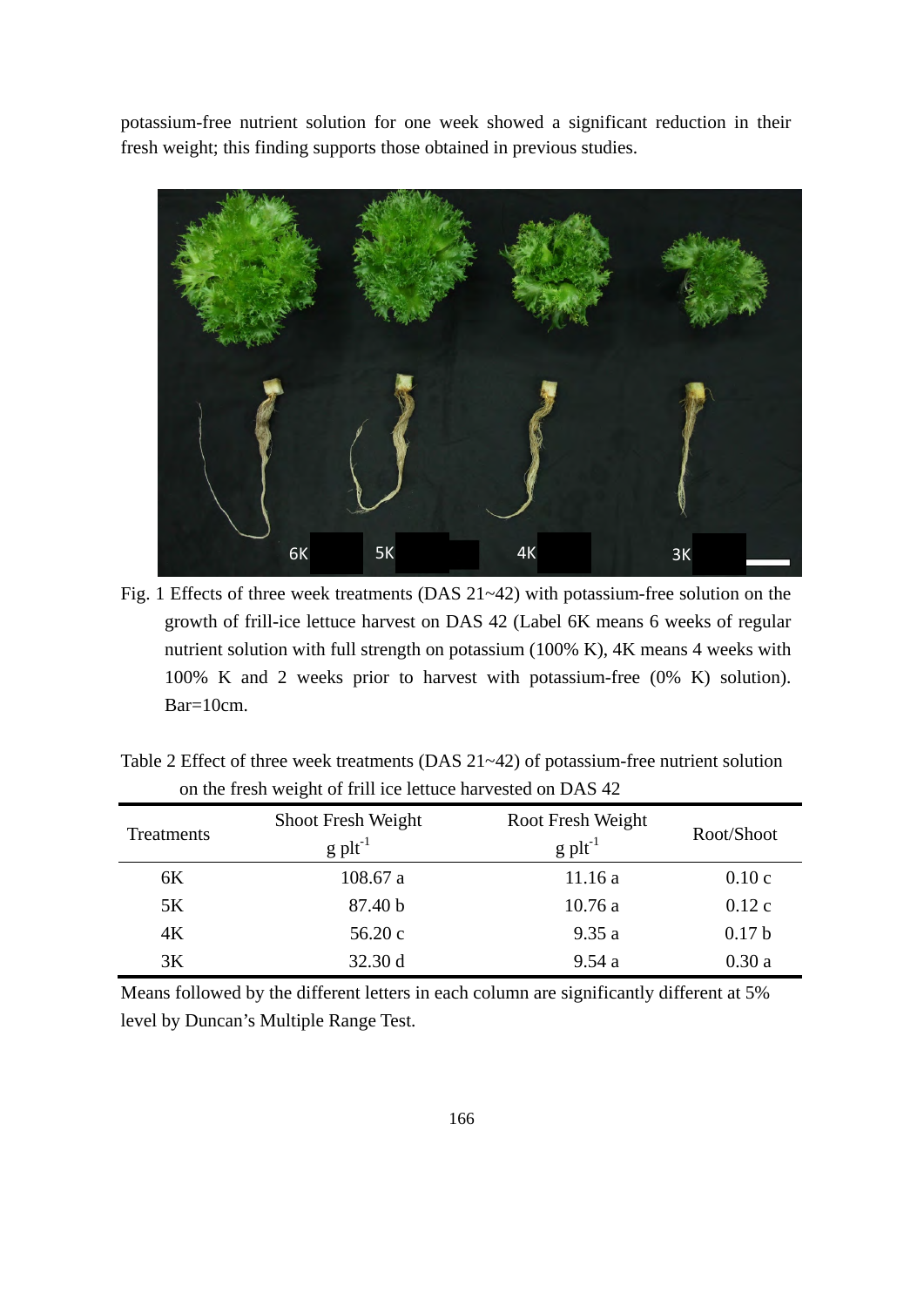potassium-free nutrient solution for one week showed a significant reduction in their fresh weight; this finding supports those obtained in previous studies.

Fig. 1 Effects of three week treatments (DAS 21~42) with potassium-free solution on the growth of frill-ice lettuce harvest on DAS 42 (Label 6K means 6 weeks of regular nutrient solution with full strength on potassium (100% K), 4K means 4 weeks with 100% K and 2 weeks prior to harvest with potassium-free (0% K) solution). Bar=10cm.

Table 2 Effect of three week treatments (DAS 21~42) of potassium-free nutrient solution on the fresh weight of frill ice lettuce harvested on DAS 42

| Treatments | Shoot Fresh Weight g $plt^{-1}$ | Root Fresh Weight g $plt^{-1}$ | Root/Shoot |
|---|---|---|---|
| 6K | 108.67 a | 11.16 a | 0.10 c |
| 5K | 87.40 b | 10.76 a | 0.12 c |
| 4K | 56.20 c | 9.35 a | 0.17 b |
| 3K | 32.30 d | 9.54 a | 0.30 a |

Means followed by the different letters in each column are significantly different at 5% level by Duncan's Multiple Range Test.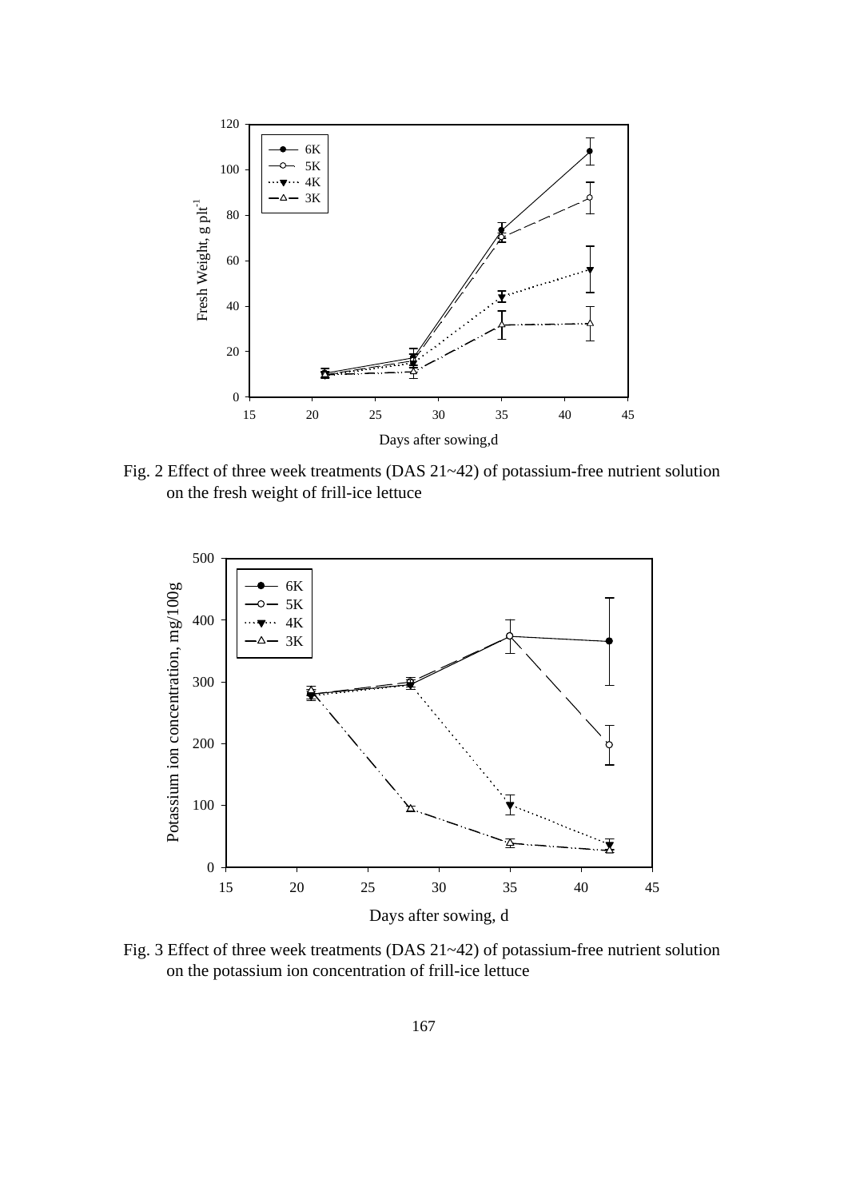Fig. 2 Effect of three week treatments (DAS 21~42) of potassium-free nutrient solution on the fresh weight of frill-ice lettuce

Fig. 3 Effect of three week treatments (DAS 21~42) of potassium-free nutrient solution on the potassium ion concentration of frill-ice lettuce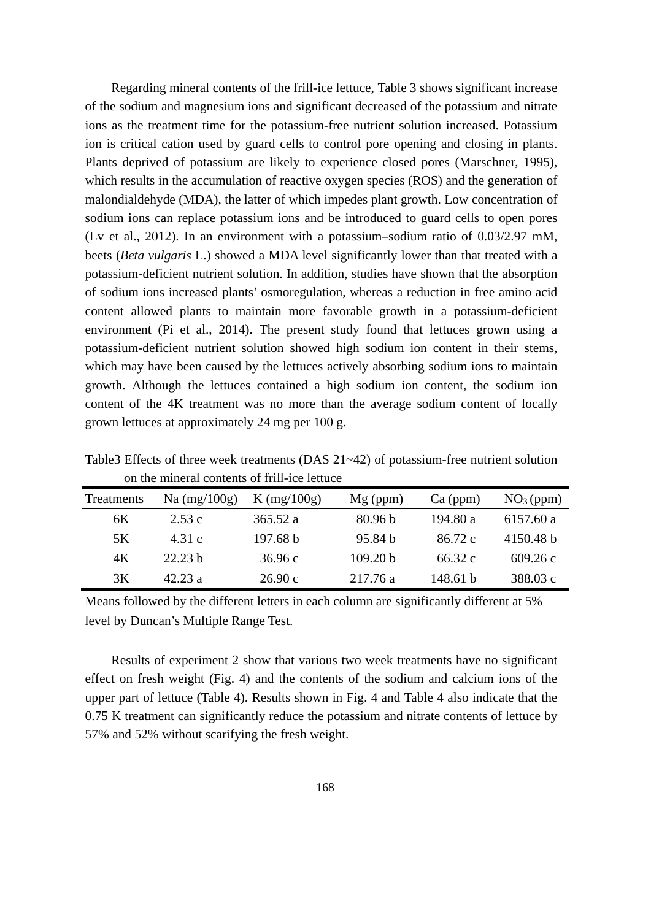Regarding mineral contents of the frill-ice lettuce, Table 3 shows significant increase of the sodium and magnesium ions and significant decreased of the potassium and nitrate ions as the treatment time for the potassium-free nutrient solution increased. Potassium ion is critical cation used by guard cells to control pore opening and closing in plants. Plants deprived of potassium are likely to experience closed pores (Marschner, 1995), which results in the accumulation of reactive oxygen species (ROS) and the generation of malondialdehyde (MDA), the latter of which impedes plant growth. Low concentration of sodium ions can replace potassium ions and be introduced to guard cells to open pores (Lv et al., 2012). In an environment with a potassium–sodium ratio of 0.03/2.97 mM, beets (*Beta vulgaris* L.) showed a MDA level significantly lower than that treated with a potassium-deficient nutrient solution. In addition, studies have shown that the absorption of sodium ions increased plants' osmoregulation, whereas a reduction in free amino acid content allowed plants to maintain more favorable growth in a potassium-deficient environment (Pi et al., 2014). The present study found that lettuces grown using a potassium-deficient nutrient solution showed high sodium ion content in their stems, which may have been caused by the lettuces actively absorbing sodium ions to maintain growth. Although the lettuces contained a high sodium ion content, the sodium ion content of the 4K treatment was no more than the average sodium content of locally grown lettuces at approximately 24 mg per 100 g.

Table3 Effects of three week treatments (DAS 21~42) of potassium-free nutrient solution on the mineral contents of frill-ice lettuce

| Treatments | Na (mg/100g) | K (mg/100g) | Mg (ppm) | Ca (ppm) | $NO_3$ (ppm) |
|---|---|---|---|---|---|
| 6K | 2.53 c | 365.52 a | 80.96 b | 194.80 a | 6157.60 a |
| 5K | 4.31 c | 197.68 b | 95.84 b | 86.72 c | 4150.48 b |
| 4K | 22.23 b | 36.96 c | 109.20 b | 66.32 c | 609.26 c |
| 3K | 42.23 a | 26.90 c | 217.76 a | 148.61 b | 388.03 c |

Means followed by the different letters in each column are significantly different at 5% level by Duncan's Multiple Range Test.

Results of experiment 2 show that various two week treatments have no significant effect on fresh weight (Fig. 4) and the contents of the sodium and calcium ions of the upper part of lettuce (Table 4). Results shown in Fig. 4 and Table 4 also indicate that the 0.75 K treatment can significantly reduce the potassium and nitrate contents of lettuce by 57% and 52% without scarifying the fresh weight.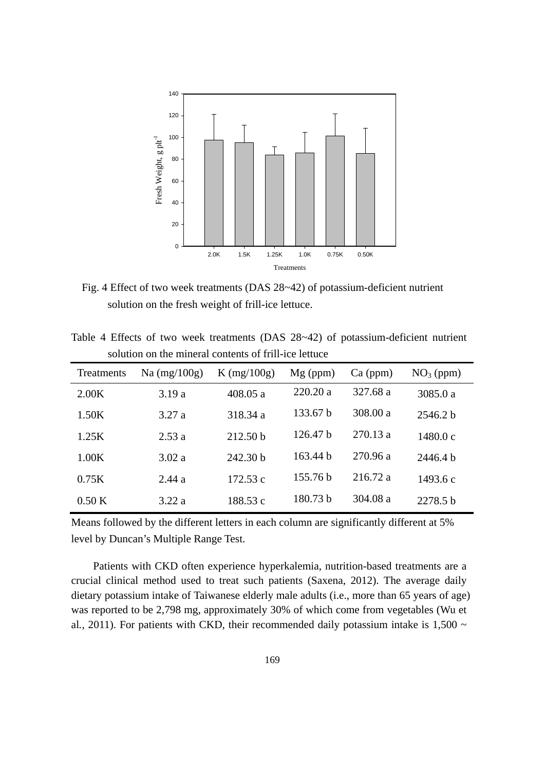Fig. 4 Effect of two week treatments (DAS 28~42) of potassium-deficient nutrient solution on the fresh weight of frill-ice lettuce.

Table 4 Effects of two week treatments (DAS 28~42) of potassium-deficient nutrient solution on the mineral contents of frill-ice lettuce

| Treatments | Na (mg/100g) | K (mg/100g) | Mg (ppm) | Ca (ppm) | $NO_3$ (ppm) |
|---|---|---|---|---|---|
| 2.00K | 3.19 a | 408.05 a | 220.20 a | 327.68 a | 3085.0 a |
| 1.50K | 3.27 a | 318.34 a | 133.67 b | 308.00 a | 2546.2 b |
| 1.25K | 2.53 a | 212.50 b | 126.47 b | 270.13 a | 1480.0 c |
| 1.00K | 3.02 a | 242.30 b | 163.44 b | 270.96 a | 2446.4 b |
| 0.75K | 2.44 a | 172.53 c | 155.76 b | 216.72 a | 1493.6 c |
| 0.50 K | 3.22 a | 188.53 c | 180.73 b | 304.08 a | 2278.5 b |

Means followed by the different letters in each column are significantly different at 5% level by Duncan's Multiple Range Test.

Patients with CKD often experience hyperkalemia, nutrition-based treatments are a crucial clinical method used to treat such patients (Saxena, 2012). The average daily dietary potassium intake of Taiwanese elderly male adults (i.e., more than 65 years of age) was reported to be 2,798 mg, approximately 30% of which come from vegetables (Wu et al., 2011). For patients with CKD, their recommended daily potassium intake is 1,500 ~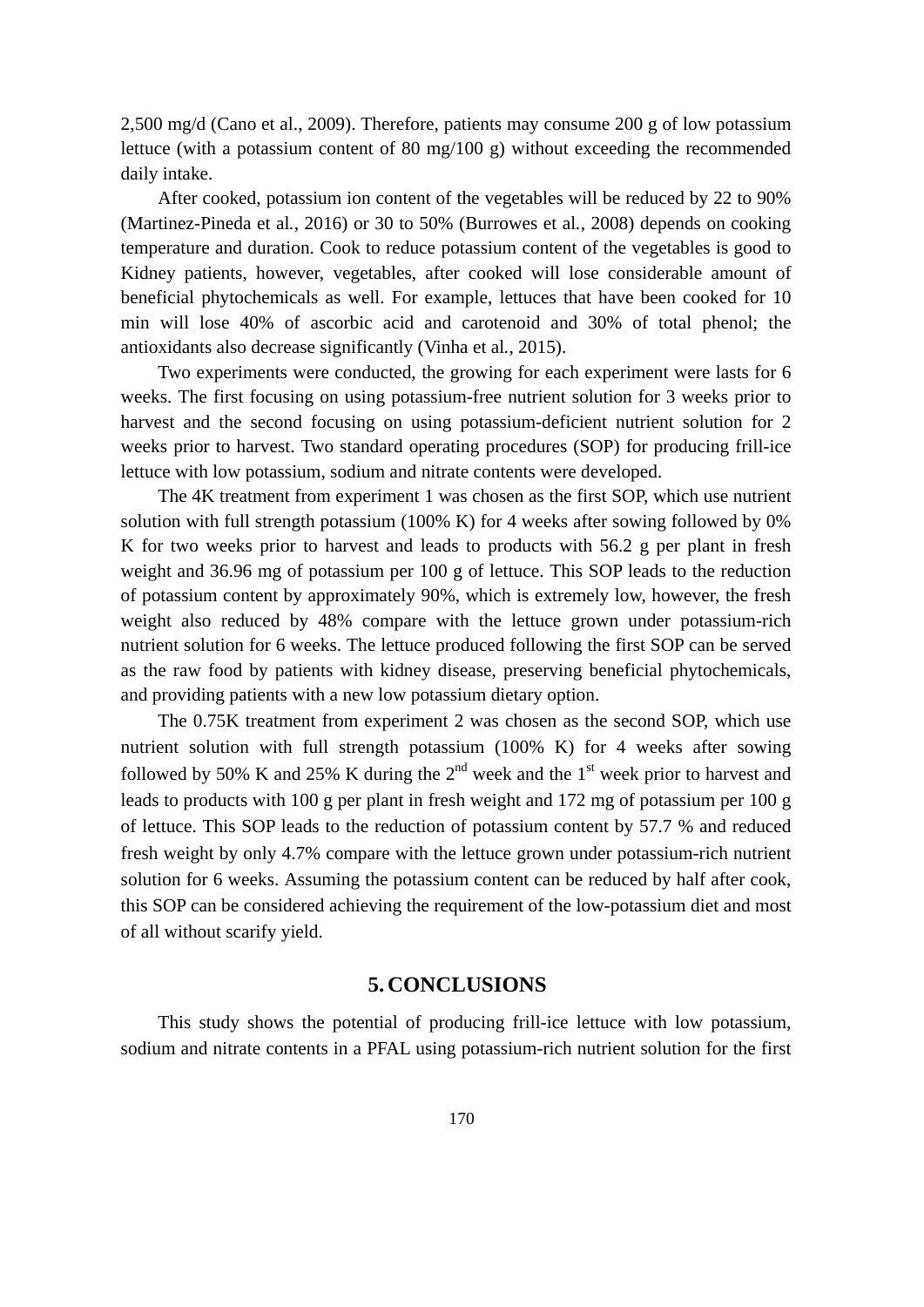2,500 mg/d (Cano et al., 2009). Therefore, patients may consume 200 g of low potassium lettuce (with a potassium content of 80 mg/100 g) without exceeding the recommended daily intake.

After cooked, potassium ion content of the vegetables will be reduced by 22 to 90% (Martinez-Pineda et al*.*, 2016) or 30 to 50% (Burrowes et al*.*, 2008) depends on cooking temperature and duration. Cook to reduce potassium content of the vegetables is good to Kidney patients, however, vegetables, after cooked will lose considerable amount of beneficial phytochemicals as well. For example, lettuces that have been cooked for 10 min will lose 40% of ascorbic acid and carotenoid and 30% of total phenol; the antioxidants also decrease significantly (Vinha et al*.*, 2015).

Two experiments were conducted, the growing for each experiment were lasts for 6 weeks. The first focusing on using potassium-free nutrient solution for 3 weeks prior to harvest and the second focusing on using potassium-deficient nutrient solution for 2 weeks prior to harvest. Two standard operating procedures (SOP) for producing frill-ice lettuce with low potassium, sodium and nitrate contents were developed.

The 4K treatment from experiment 1 was chosen as the first SOP, which use nutrient solution with full strength potassium (100% K) for 4 weeks after sowing followed by 0% K for two weeks prior to harvest and leads to products with 56.2 g per plant in fresh weight and 36.96 mg of potassium per 100 g of lettuce. This SOP leads to the reduction of potassium content by approximately 90%, which is extremely low, however, the fresh weight also reduced by 48% compare with the lettuce grown under potassium-rich nutrient solution for 6 weeks. The lettuce produced following the first SOP can be served as the raw food by patients with kidney disease, preserving beneficial phytochemicals, and providing patients with a new low potassium dietary option.

The 0.75K treatment from experiment 2 was chosen as the second SOP, which use nutrient solution with full strength potassium (100% K) for 4 weeks after sowing followed by 50% K and 25% K during the 2nd week and the 1st week prior to harvest and leads to products with 100 g per plant in fresh weight and 172 mg of potassium per 100 g of lettuce. This SOP leads to the reduction of potassium content by 57.7 % and reduced fresh weight by only 4.7% compare with the lettuce grown under potassium-rich nutrient solution for 6 weeks. Assuming the potassium content can be reduced by half after cook, this SOP can be considered achieving the requirement of the low-potassium diet and most of all without scarify yield.

## 5. CONCLUSIONS

This study shows the potential of producing frill-ice lettuce with low potassium, sodium and nitrate contents in a PFAL using potassium-rich nutrient solution for the first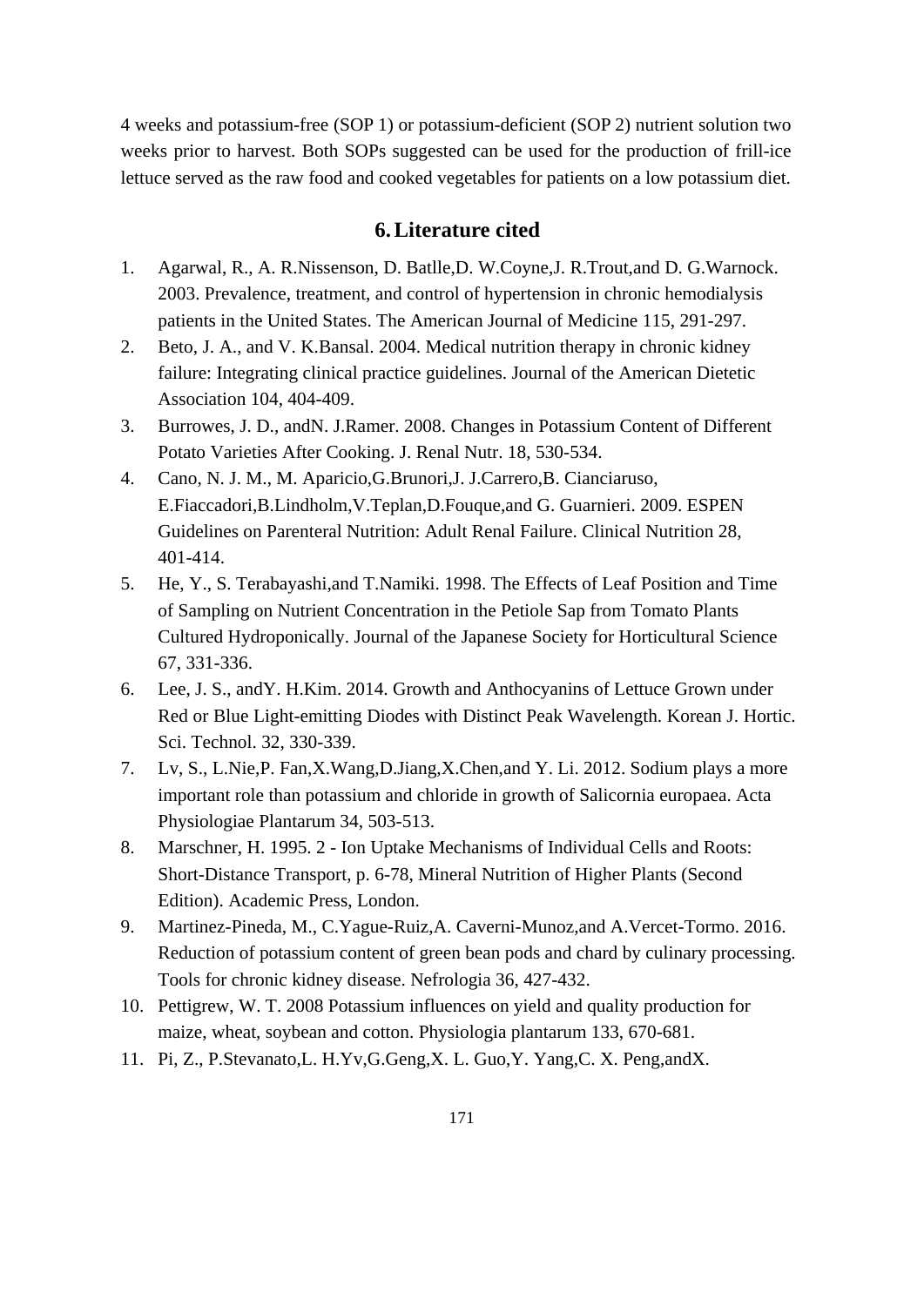4 weeks and potassium-free (SOP 1) or potassium-deficient (SOP 2) nutrient solution two weeks prior to harvest. Both SOPs suggested can be used for the production of frill-ice lettuce served as the raw food and cooked vegetables for patients on a low potassium diet.

## 6. Literature cited

1. Agarwal, R., A. R.Nissenson, D. Batlle,D. W.Coyne,J. R.Trout,and D. G.Warnock. 2003. Prevalence, treatment, and control of hypertension in chronic hemodialysis patients in the United States. The American Journal of Medicine 115, 291-297.
2. Beto, J. A., and V. K.Bansal. 2004. Medical nutrition therapy in chronic kidney failure: Integrating clinical practice guidelines. Journal of the American Dietetic Association 104, 404-409.
3. Burrowes, J. D., andN. J.Ramer. 2008. Changes in Potassium Content of Different Potato Varieties After Cooking. J. Renal Nutr. 18, 530-534.
4. Cano, N. J. M., M. Aparicio,G.Brunori,J. J.Carrero,B. Cianciaruso, E.Fiaccadori,B.Lindholm,V.Teplan,D.Fouque,and G. Guarnieri. 2009. ESPEN Guidelines on Parenteral Nutrition: Adult Renal Failure. Clinical Nutrition 28, 401-414.
5. He, Y., S. Terabayashi,and T.Namiki. 1998. The Effects of Leaf Position and Time of Sampling on Nutrient Concentration in the Petiole Sap from Tomato Plants Cultured Hydroponically. Journal of the Japanese Society for Horticultural Science 67, 331-336.
6. Lee, J. S., andY. H.Kim. 2014. Growth and Anthocyanins of Lettuce Grown under Red or Blue Light-emitting Diodes with Distinct Peak Wavelength. Korean J. Hortic. Sci. Technol. 32, 330-339.
7. Lv, S., L.Nie,P. Fan,X.Wang,D.Jiang,X.Chen,and Y. Li. 2012. Sodium plays a more important role than potassium and chloride in growth of Salicornia europaea. Acta Physiologiae Plantarum 34, 503-513.
8. Marschner, H. 1995. 2 - Ion Uptake Mechanisms of Individual Cells and Roots: Short-Distance Transport, p. 6-78, Mineral Nutrition of Higher Plants (Second Edition). Academic Press, London.
9. Martinez-Pineda, M., C.Yague-Ruiz,A. Caverni-Munoz,and A.Vercet-Tormo. 2016. Reduction of potassium content of green bean pods and chard by culinary processing. Tools for chronic kidney disease. Nefrologia 36, 427-432.
10. Pettigrew, W. T. 2008 Potassium influences on yield and quality production for maize, wheat, soybean and cotton. Physiologia plantarum 133, 670-681.
11. Pi, Z., P.Stevanato,L. H.Yv,G.Geng,X. L. Guo,Y. Yang,C. X. Peng,andX.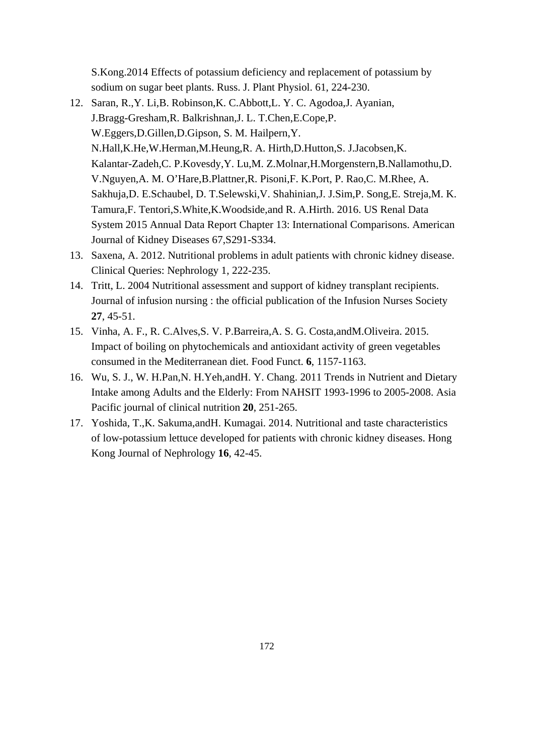S.Kong.2014 Effects of potassium deficiency and replacement of potassium by sodium on sugar beet plants. Russ. J. Plant Physiol. 61, 224-230.

12. Saran, R.,Y. Li,B. Robinson,K. C.Abbott,L. Y. C. Agodoa,J. Ayanian, J.Bragg-Gresham,R. Balkrishnan,J. L. T.Chen,E.Cope,P. W.Eggers,D.Gillen,D.Gipson, S. M. Hailpern,Y. N.Hall,K.He,W.Herman,M.Heung,R. A. Hirth,D.Hutton,S. J.Jacobsen,K. Kalantar-Zadeh,C. P.Kovesdy,Y. Lu,M. Z.Molnar,H.Morgenstern,B.Nallamothu,D. V.Nguyen,A. M. O'Hare,B.Plattner,R. Pisoni,F. K.Port, P. Rao,C. M.Rhee, A. Sakhuja,D. E.Schaubel, D. T.Selewski,V. Shahinian,J. J.Sim,P. Song,E. Streja,M. K. Tamura,F. Tentori,S.White,K.Woodside,and R. A.Hirth. 2016. US Renal Data System 2015 Annual Data Report Chapter 13: International Comparisons. American Journal of Kidney Diseases 67,S291-S334.
13. Saxena, A. 2012. Nutritional problems in adult patients with chronic kidney disease. Clinical Queries: Nephrology 1, 222-235.
14. Tritt, L. 2004 Nutritional assessment and support of kidney transplant recipients. Journal of infusion nursing : the official publication of the Infusion Nurses Society **27**, 45-51.
15. Vinha, A. F., R. C.Alves,S. V. P.Barreira,A. S. G. Costa,andM.Oliveira. 2015. Impact of boiling on phytochemicals and antioxidant activity of green vegetables consumed in the Mediterranean diet. Food Funct. **6**, 1157-1163.
16. Wu, S. J., W. H.Pan,N. H.Yeh,andH. Y. Chang. 2011 Trends in Nutrient and Dietary Intake among Adults and the Elderly: From NAHSIT 1993-1996 to 2005-2008. Asia Pacific journal of clinical nutrition **20**, 251-265.
17. Yoshida, T.,K. Sakuma,andH. Kumagai. 2014. Nutritional and taste characteristics of low-potassium lettuce developed for patients with chronic kidney diseases. Hong Kong Journal of Nephrology **16**, 42-45.